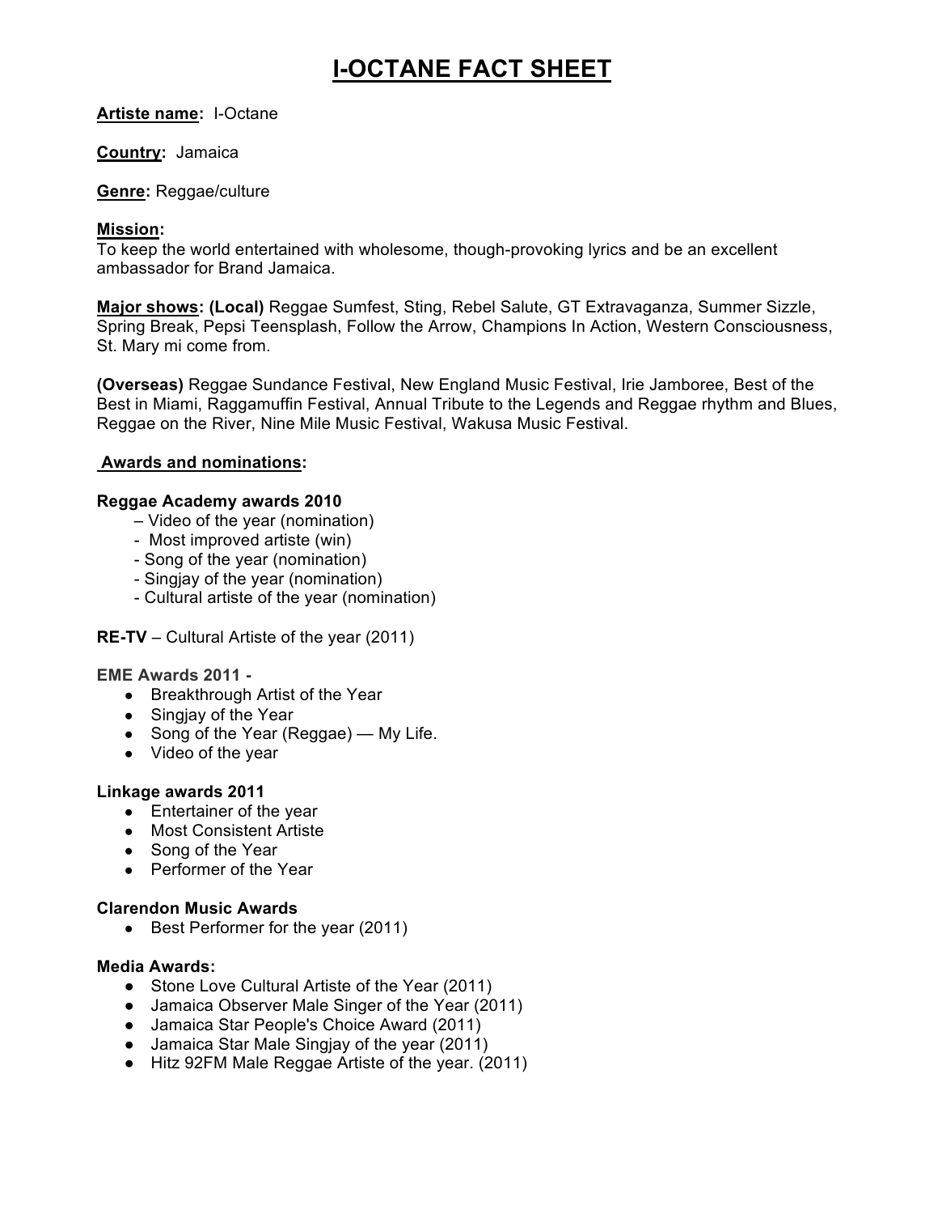# I-OCTANE FACT SHEET

**Artiste name:** I-Octane

**Country:** Jamaica

**Genre:** Reggae/culture

**Mission:**
To keep the world entertained with wholesome, though-provoking lyrics and be an excellent ambassador for Brand Jamaica.

**Major shows: (Local)** Reggae Sumfest, Sting, Rebel Salute, GT Extravaganza, Summer Sizzle, Spring Break, Pepsi Teensplash, Follow the Arrow, Champions In Action, Western Consciousness, St. Mary mi come from.

**(Overseas)** Reggae Sundance Festival, New England Music Festival, Irie Jamboree, Best of the Best in Miami, Raggamuffin Festival, Annual Tribute to the Legends and Reggae rhythm and Blues, Reggae on the River, Nine Mile Music Festival, Wakusa Music Festival.

**Awards and nominations:**

**Reggae Academy awards 2010**

- Video of the year (nomination)
- Most improved artiste (win)
- Song of the year (nomination)
- Singjay of the year (nomination)
- Cultural artiste of the year (nomination)

**RE-TV** – Cultural Artiste of the year (2011)

**EME Awards 2011 -**

- Breakthrough Artist of the Year
- Singjay of the Year
- Song of the Year (Reggae) — My Life.
- Video of the year

**Linkage awards 2011**

- Entertainer of the year
- Most Consistent Artiste
- Song of the Year
- Performer of the Year

**Clarendon Music Awards**

- Best Performer for the year (2011)

**Media Awards:**

- Stone Love Cultural Artiste of the Year (2011)
- Jamaica Observer Male Singer of the Year (2011)
- Jamaica Star People's Choice Award (2011)
- Jamaica Star Male Singjay of the year (2011)
- Hitz 92FM Male Reggae Artiste of the year. (2011)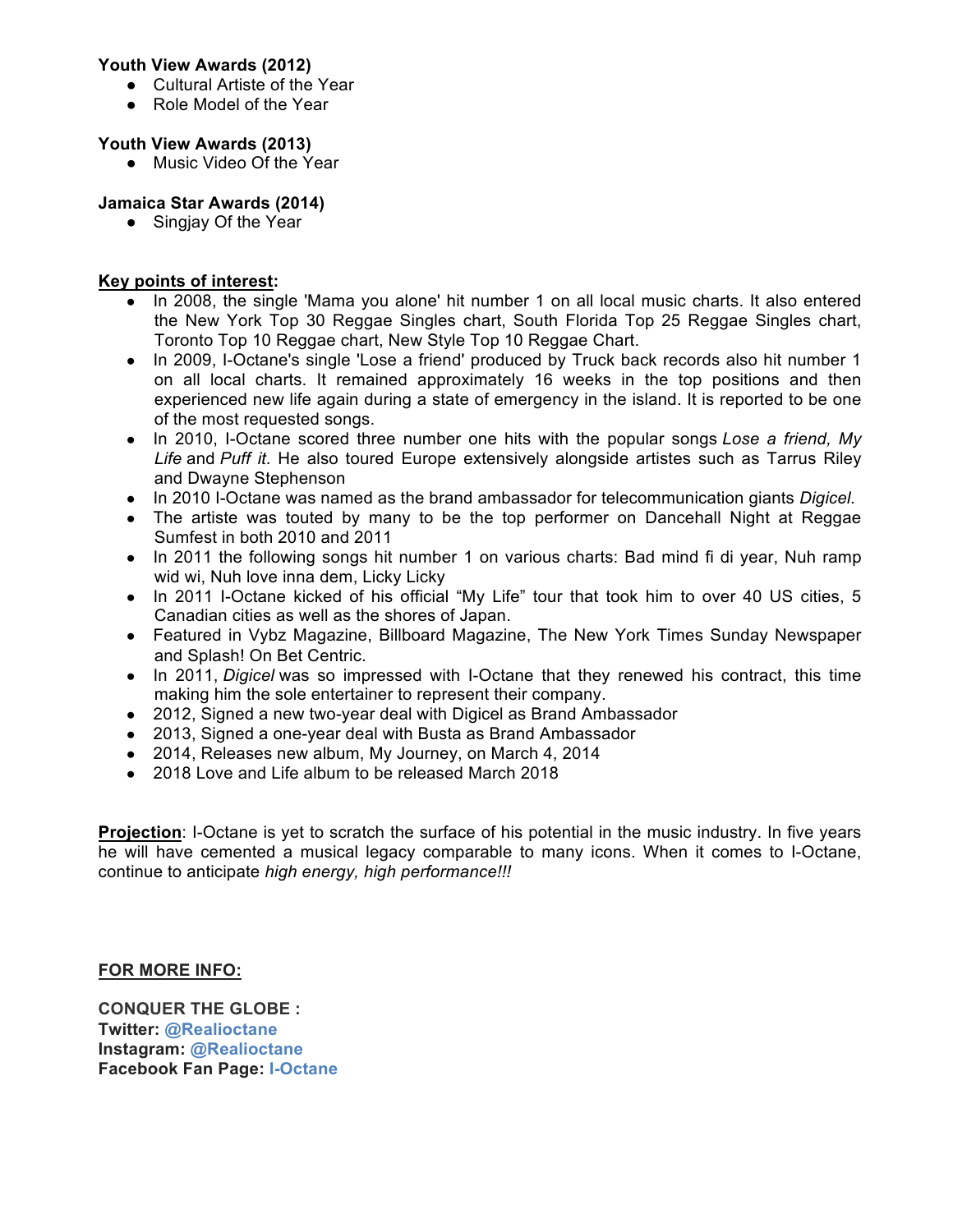**Youth View Awards (2012)**

- Cultural Artiste of the Year
- Role Model of the Year

**Youth View Awards (2013)**

- Music Video Of the Year

**Jamaica Star Awards (2014)**

- Singjay Of the Year

**Key points of interest:**

- In 2008, the single 'Mama you alone' hit number 1 on all local music charts. It also entered the New York Top 30 Reggae Singles chart, South Florida Top 25 Reggae Singles chart, Toronto Top 10 Reggae chart, New Style Top 10 Reggae Chart.
- In 2009, I-Octane's single 'Lose a friend' produced by Truck back records also hit number 1 on all local charts. It remained approximately 16 weeks in the top positions and then experienced new life again during a state of emergency in the island. It is reported to be one of the most requested songs.
- In 2010, I-Octane scored three number one hits with the popular songs *Lose a friend, My Life* and *Puff it*. He also toured Europe extensively alongside artistes such as Tarrus Riley and Dwayne Stephenson
- In 2010 I-Octane was named as the brand ambassador for telecommunication giants *Digicel.*
- The artiste was touted by many to be the top performer on Dancehall Night at Reggae Sumfest in both 2010 and 2011
- In 2011 the following songs hit number 1 on various charts: Bad mind fi di year, Nuh ramp wid wi, Nuh love inna dem, Licky Licky
- In 2011 I-Octane kicked of his official "My Life" tour that took him to over 40 US cities, 5 Canadian cities as well as the shores of Japan.
- Featured in Vybz Magazine, Billboard Magazine, The New York Times Sunday Newspaper and Splash! On Bet Centric.
- In 2011, *Digicel* was so impressed with I-Octane that they renewed his contract, this time making him the sole entertainer to represent their company.
- 2012, Signed a new two-year deal with Digicel as Brand Ambassador
- 2013, Signed a one-year deal with Busta as Brand Ambassador
- 2014, Releases new album, My Journey, on March 4, 2014
- 2018 Love and Life album to be released March 2018

**Projection**: I-Octane is yet to scratch the surface of his potential in the music industry. In five years he will have cemented a musical legacy comparable to many icons. When it comes to I-Octane, continue to anticipate *high energy, high performance!!!*

**FOR MORE INFO:**

**CONQUER THE GLOBE :**
**Twitter:** **@Realioctane**
**Instagram:** **@Realioctane**
**Facebook Fan Page:** **I-Octane**